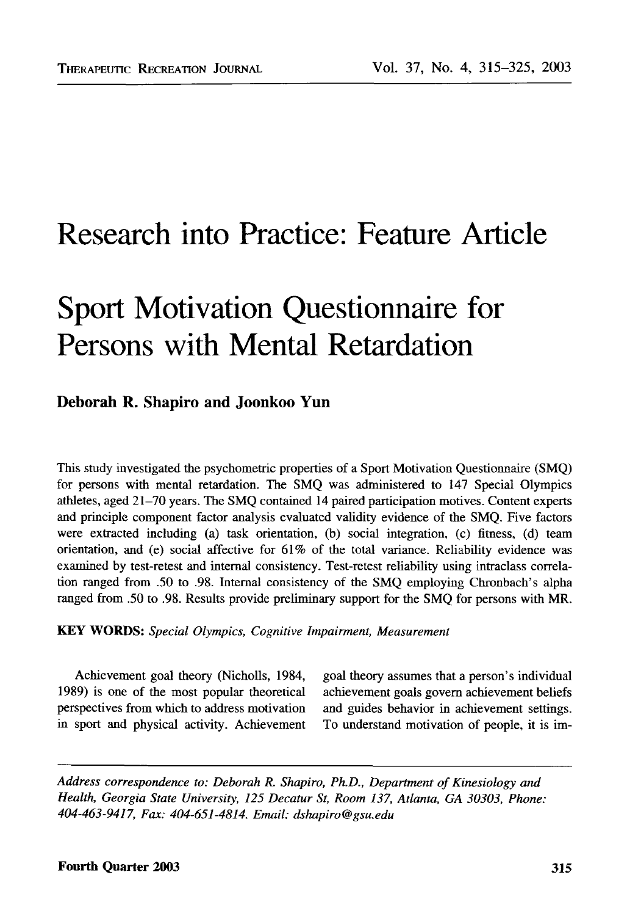# Research into Practice: Feature Article

# Sport Motivation Questionnaire for Persons with Mental Retardation

**Deborah R. Shapiro and Joonkoo Yun**

This study investigated the psychometric properties of a Sport Motivation Questionnaire (SMQ) for persons with mental retardation. The SMQ was administered to 147 Special Olympics athletes, aged 21–70 years. The SMQ contained 14 paired participation motives. Content experts and principle component factor analysis evaluated validity evidence of the SMQ. Five factors were extracted including (a) task orientation, (b) social integration, (c) fitness, (d) team orientation, and (e) social affective for 61% of the total variance. Reliability evidence was examined by test-retest and internal consistency. Test-retest reliability using intraclass correlation ranged from .50 to .98. Internal consistency of the SMQ employing Chronbach's alpha ranged from .50 to .98. Results provide preliminary support for the SMQ for persons with MR.

**KEY WORDS:** *Special Olympics, Cognitive Impairment, Measurement*

Achievement goal theory (Nicholls, 1984, 1989) is one of the most popular theoretical perspectives from which to address motivation in sport and physical activity. Achievement goal theory assumes that a person's individual achievement goals govern achievement beliefs and guides behavior in achievement settings. To understand motivation of people, it is im-

*Address correspondence to: Deborah R. Shapiro, Ph.D., Department of Kinesiology and Health, Georgia State University, 125 Decatur St, Room 137, Atlanta, GA 30303, Phone: 404-463-9417, Fax: 404-651-4814. Email: dshapiro@gsu.edu*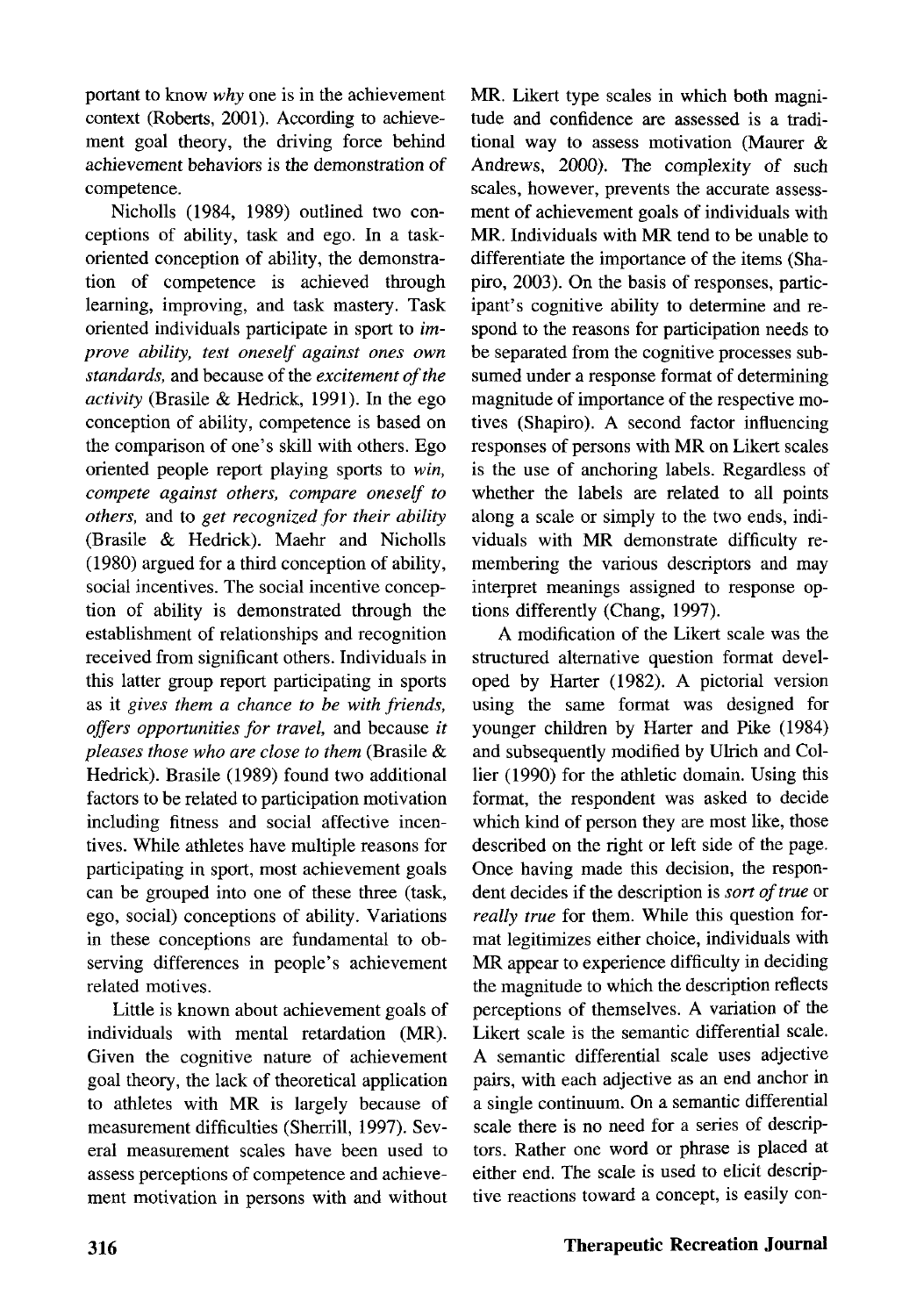portant to know *why* one is in the achievement context (Roberts, 2001). According to achievement goal theory, the driving force behind achievement behaviors is the demonstration of competence.

Nicholls (1984, 1989) outlined two conceptions of ability, task and ego. In a task-oriented conception of ability, the demonstration of competence is achieved through learning, improving, and task mastery. Task oriented individuals participate in sport to *improve ability, test oneself against ones own standards,* and because of the *excitement of the activity* (Brasile & Hedrick, 1991). In the ego conception of ability, competence is based on the comparison of one's skill with others. Ego oriented people report playing sports to *win, compete against others, compare oneself to others,* and to *get recognized for their ability* (Brasile & Hedrick). Maehr and Nicholls (1980) argued for a third conception of ability, social incentives. The social incentive conception of ability is demonstrated through the establishment of relationships and recognition received from significant others. Individuals in this latter group report participating in sports as it *gives them a chance to be with friends, offers opportunities for travel,* and because *it pleases those who are close to them* (Brasile & Hedrick). Brasile (1989) found two additional factors to be related to participation motivation including fitness and social affective incentives. While athletes have multiple reasons for participating in sport, most achievement goals can be grouped into one of these three (task, ego, social) conceptions of ability. Variations in these conceptions are fundamental to observing differences in people's achievement related motives.

Little is known about achievement goals of individuals with mental retardation (MR). Given the cognitive nature of achievement goal theory, the lack of theoretical application to athletes with MR is largely because of measurement difficulties (Sherrill, 1997). Several measurement scales have been used to assess perceptions of competence and achievement motivation in persons with and without MR. Likert type scales in which both magnitude and confidence are assessed is a traditional way to assess motivation (Maurer & Andrews, 2000). The complexity of such scales, however, prevents the accurate assessment of achievement goals of individuals with MR. Individuals with MR tend to be unable to differentiate the importance of the items (Shapiro, 2003). On the basis of responses, participant's cognitive ability to determine and respond to the reasons for participation needs to be separated from the cognitive processes subsumed under a response format of determining magnitude of importance of the respective motives (Shapiro). A second factor influencing responses of persons with MR on Likert scales is the use of anchoring labels. Regardless of whether the labels are related to all points along a scale or simply to the two ends, individuals with MR demonstrate difficulty remembering the various descriptors and may interpret meanings assigned to response options differently (Chang, 1997).

A modification of the Likert scale was the structured alternative question format developed by Harter (1982). A pictorial version using the same format was designed for younger children by Harter and Pike (1984) and subsequently modified by Ulrich and Collier (1990) for the athletic domain. Using this format, the respondent was asked to decide which kind of person they are most like, those described on the right or left side of the page. Once having made this decision, the respondent decides if the description is *sort of true* or *really true* for them. While this question format legitimizes either choice, individuals with MR appear to experience difficulty in deciding the magnitude to which the description reflects perceptions of themselves. A variation of the Likert scale is the semantic differential scale. A semantic differential scale uses adjective pairs, with each adjective as an end anchor in a single continuum. On a semantic differential scale there is no need for a series of descriptors. Rather one word or phrase is placed at either end. The scale is used to elicit descriptive reactions toward a concept, is easily con-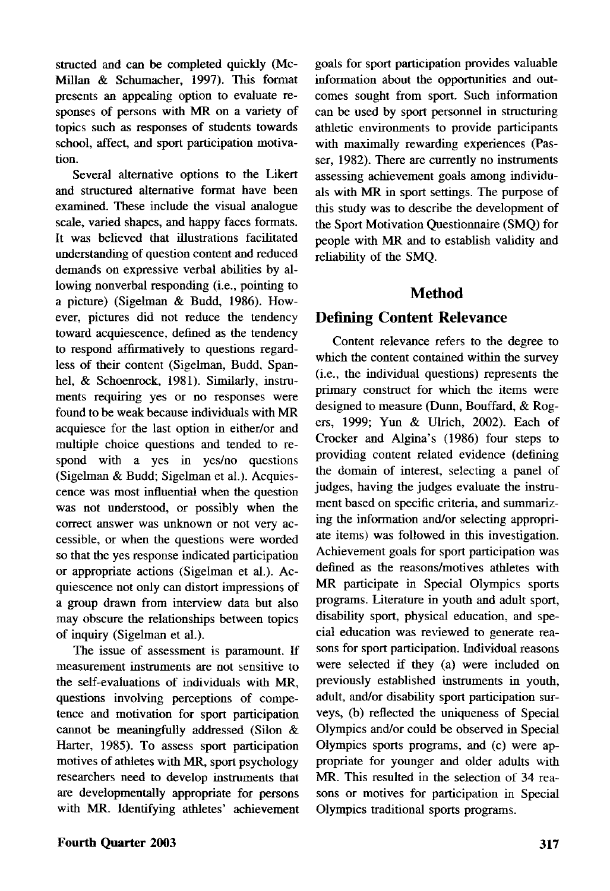structed and can be completed quickly (McMillan & Schumacher, 1997). This format presents an appealing option to evaluate responses of persons with MR on a variety of topics such as responses of students towards school, affect, and sport participation motivation.

Several alternative options to the Likert and structured alternative format have been examined. These include the visual analogue scale, varied shapes, and happy faces formats. It was believed that illustrations facilitated understanding of question content and reduced demands on expressive verbal abilities by allowing nonverbal responding (i.e., pointing to a picture) (Sigelman & Budd, 1986). However, pictures did not reduce the tendency toward acquiescence, defined as the tendency to respond affirmatively to questions regardless of their content (Sigelman, Budd, Spanhel, & Schoenrock, 1981). Similarly, instruments requiring yes or no responses were found to be weak because individuals with MR acquiesce for the last option in either/or and multiple choice questions and tended to respond with a yes in yes/no questions (Sigelman & Budd; Sigelman et al.). Acquiescence was most influential when the question was not understood, or possibly when the correct answer was unknown or not very accessible, or when the questions were worded so that the yes response indicated participation or appropriate actions (Sigelman et al.). Acquiescence not only can distort impressions of a group drawn from interview data but also may obscure the relationships between topics of inquiry (Sigelman et al.).

The issue of assessment is paramount. If measurement instruments are not sensitive to the self-evaluations of individuals with MR, questions involving perceptions of competence and motivation for sport participation cannot be meaningfully addressed (Silon & Harter, 1985). To assess sport participation motives of athletes with MR, sport psychology researchers need to develop instruments that are developmentally appropriate for persons with MR. Identifying athletes' achievement goals for sport participation provides valuable information about the opportunities and outcomes sought from sport. Such information can be used by sport personnel in structuring athletic environments to provide participants with maximally rewarding experiences (Passer, 1982). There are currently no instruments assessing achievement goals among individuals with MR in sport settings. The purpose of this study was to describe the development of the Sport Motivation Questionnaire (SMQ) for people with MR and to establish validity and reliability of the SMQ.

## Method

### Defining Content Relevance

Content relevance refers to the degree to which the content contained within the survey (i.e., the individual questions) represents the primary construct for which the items were designed to measure (Dunn, Bouffard, & Rogers, 1999; Yun & Ulrich, 2002). Each of Crocker and Algina's (1986) four steps to providing content related evidence (defining the domain of interest, selecting a panel of judges, having the judges evaluate the instrument based on specific criteria, and summarizing the information and/or selecting appropriate items) was followed in this investigation. Achievement goals for sport participation was defined as the reasons/motives athletes with MR participate in Special Olympics sports programs. Literature in youth and adult sport, disability sport, physical education, and special education was reviewed to generate reasons for sport participation. Individual reasons were selected if they (a) were included on previously established instruments in youth, adult, and/or disability sport participation surveys, (b) reflected the uniqueness of Special Olympics and/or could be observed in Special Olympics sports programs, and (c) were appropriate for younger and older adults with MR. This resulted in the selection of 34 reasons or motives for participation in Special Olympics traditional sports programs.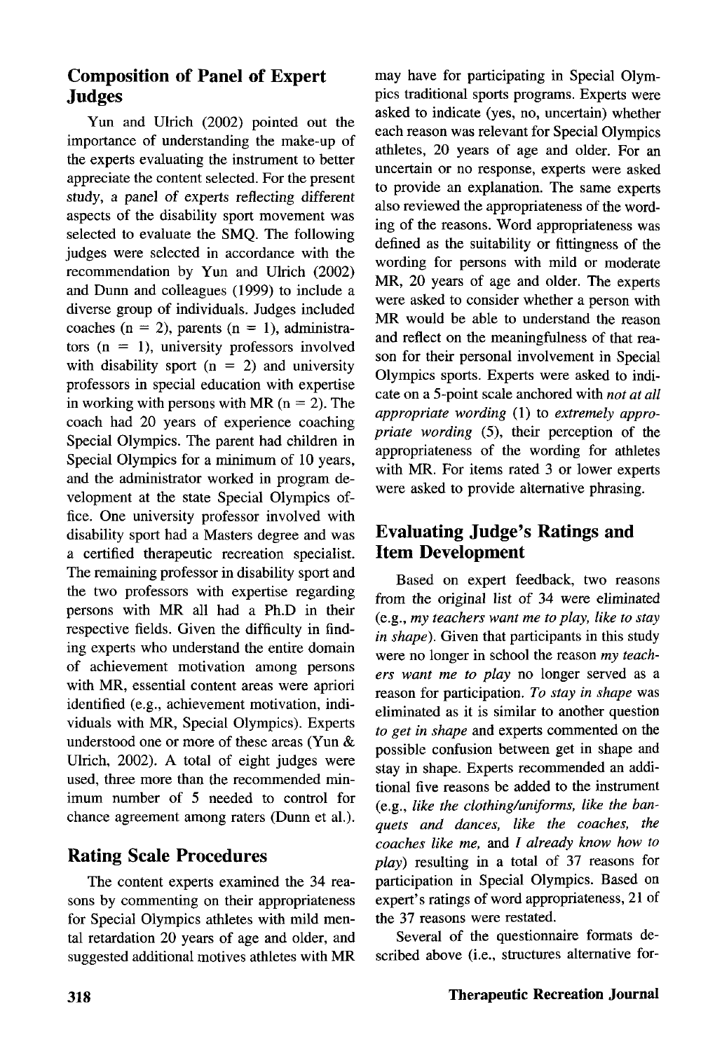## Composition of Panel of Expert Judges

Yun and Ulrich (2002) pointed out the importance of understanding the make-up of the experts evaluating the instrument to better appreciate the content selected. For the present study, a panel of experts reflecting different aspects of the disability sport movement was selected to evaluate the SMQ. The following judges were selected in accordance with the recommendation by Yun and Ulrich (2002) and Dunn and colleagues (1999) to include a diverse group of individuals. Judges included coaches (n = 2), parents (n = 1), administrators (n = 1), university professors involved with disability sport (n = 2) and university professors in special education with expertise in working with persons with MR (n = 2). The coach had 20 years of experience coaching Special Olympics. The parent had children in Special Olympics for a minimum of 10 years, and the administrator worked in program development at the state Special Olympics office. One university professor involved with disability sport had a Masters degree and was a certified therapeutic recreation specialist. The remaining professor in disability sport and the two professors with expertise regarding persons with MR all had a Ph.D in their respective fields. Given the difficulty in finding experts who understand the entire domain of achievement motivation among persons with MR, essential content areas were apriori identified (e.g., achievement motivation, individuals with MR, Special Olympics). Experts understood one or more of these areas (Yun & Ulrich, 2002). A total of eight judges were used, three more than the recommended minimum number of 5 needed to control for chance agreement among raters (Dunn et al.).

## Rating Scale Procedures

The content experts examined the 34 reasons by commenting on their appropriateness for Special Olympics athletes with mild mental retardation 20 years of age and older, and suggested additional motives athletes with MR may have for participating in Special Olympics traditional sports programs. Experts were asked to indicate (yes, no, uncertain) whether each reason was relevant for Special Olympics athletes, 20 years of age and older. For an uncertain or no response, experts were asked to provide an explanation. The same experts also reviewed the appropriateness of the wording of the reasons. Word appropriateness was defined as the suitability or fittingness of the wording for persons with mild or moderate MR, 20 years of age and older. The experts were asked to consider whether a person with MR would be able to understand the reason and reflect on the meaningfulness of that reason for their personal involvement in Special Olympics sports. Experts were asked to indicate on a 5-point scale anchored with *not at all appropriate wording* (1) to *extremely appropriate wording* (5), their perception of the appropriateness of the wording for athletes with MR. For items rated 3 or lower experts were asked to provide alternative phrasing.

## Evaluating Judge's Ratings and Item Development

Based on expert feedback, two reasons from the original list of 34 were eliminated (e.g., *my teachers want me to play, like to stay in shape*). Given that participants in this study were no longer in school the reason *my teachers want me to play* no longer served as a reason for participation. *To stay in shape* was eliminated as it is similar to another question *to get in shape* and experts commented on the possible confusion between get in shape and stay in shape. Experts recommended an additional five reasons be added to the instrument (e.g., *like the clothing/uniforms, like the banquets and dances, like the coaches, the coaches like me,* and *I already know how to play*) resulting in a total of 37 reasons for participation in Special Olympics. Based on expert's ratings of word appropriateness, 21 of the 37 reasons were restated.

Several of the questionnaire formats described above (i.e., structures alternative for-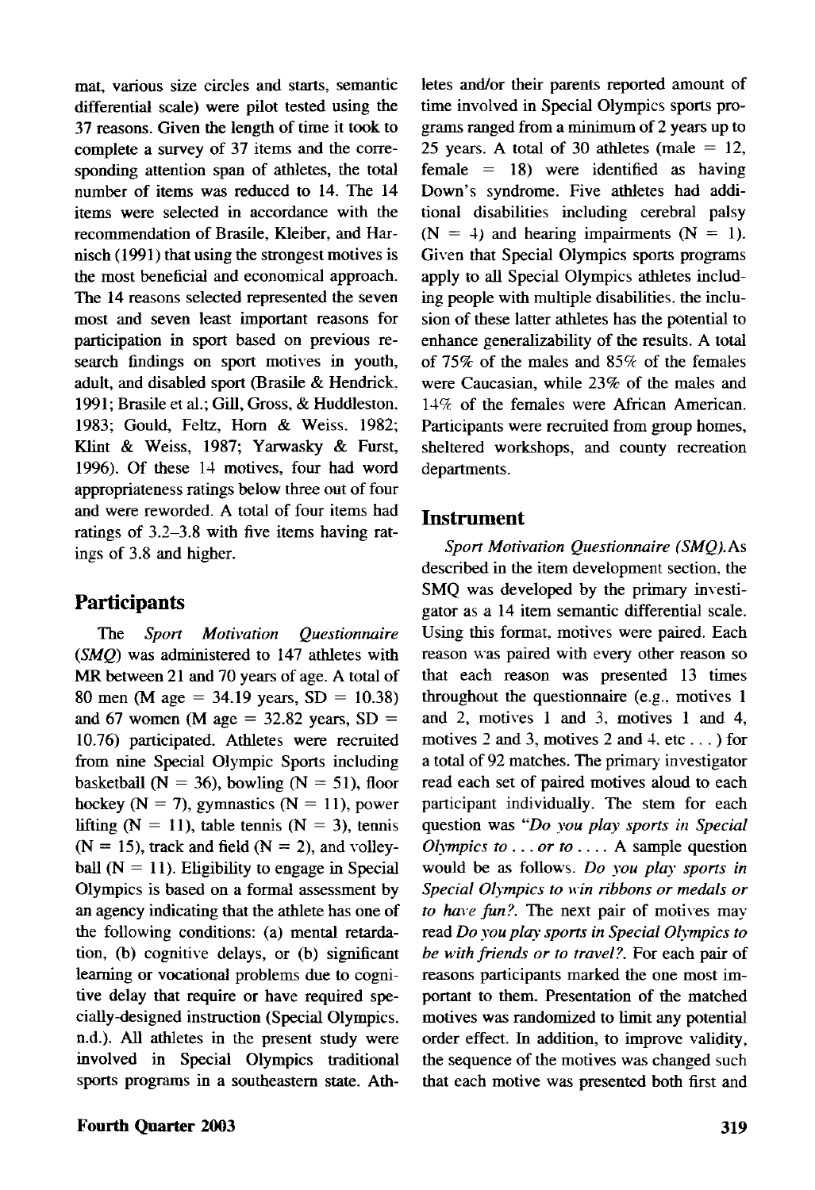mat, various size circles and starts, semantic differential scale) were pilot tested using the 37 reasons. Given the length of time it took to complete a survey of 37 items and the corresponding attention span of athletes, the total number of items was reduced to 14. The 14 items were selected in accordance with the recommendation of Brasile, Kleiber, and Harnisch (1991) that using the strongest motives is the most beneficial and economical approach. The 14 reasons selected represented the seven most and seven least important reasons for participation in sport based on previous research findings on sport motives in youth, adult, and disabled sport (Brasile & Hendrick, 1991; Brasile et al.; Gill, Gross, & Huddleston, 1983; Gould, Feltz, Horn & Weiss, 1982; Klint & Weiss, 1987; Yarwasky & Furst, 1996). Of these 14 motives, four had word appropriateness ratings below three out of four and were reworded. A total of four items had ratings of 3.2–3.8 with five items having ratings of 3.8 and higher.

## Participants

The *Sport Motivation Questionnaire (SMQ)* was administered to 147 athletes with MR between 21 and 70 years of age. A total of 80 men (M age = 34.19 years, SD = 10.38) and 67 women (M age = 32.82 years, SD = 10.76) participated. Athletes were recruited from nine Special Olympic Sports including basketball (N = 36), bowling (N = 51), floor hockey (N = 7), gymnastics (N = 11), power lifting (N = 11), table tennis (N = 3), tennis (N = 15), track and field (N = 2), and volleyball (N = 11). Eligibility to engage in Special Olympics is based on a formal assessment by an agency indicating that the athlete has one of the following conditions: (a) mental retardation, (b) cognitive delays, or (b) significant learning or vocational problems due to cognitive delay that require or have required specially-designed instruction (Special Olympics, n.d.). All athletes in the present study were involved in Special Olympics traditional sports programs in a southeastern state. Athletes and/or their parents reported amount of time involved in Special Olympics sports programs ranged from a minimum of 2 years up to 25 years. A total of 30 athletes (male = 12, female = 18) were identified as having Down's syndrome. Five athletes had additional disabilities including cerebral palsy (N = 4) and hearing impairments (N = 1). Given that Special Olympics sports programs apply to all Special Olympics athletes including people with multiple disabilities, the inclusion of these latter athletes has the potential to enhance generalizability of the results. A total of 75% of the males and 85% of the females were Caucasian, while 23% of the males and 14% of the females were African American. Participants were recruited from group homes, sheltered workshops, and county recreation departments.

## Instrument

*Sport Motivation Questionnaire (SMQ).* As described in the item development section, the SMQ was developed by the primary investigator as a 14 item semantic differential scale. Using this format, motives were paired. Each reason was paired with every other reason so that each reason was presented 13 times throughout the questionnaire (e.g., motives 1 and 2, motives 1 and 3, motives 1 and 4, motives 2 and 3, motives 2 and 4, etc . . . ) for a total of 92 matches. The primary investigator read each set of paired motives aloud to each participant individually. The stem for each question was "*Do you play sports in Special Olympics to . . . or to . . . .* A sample question would be as follows. *Do you play sports in Special Olympics to win ribbons or medals or to have fun?.* The next pair of motives may read *Do you play sports in Special Olympics to be with friends or to travel?.* For each pair of reasons participants marked the one most important to them. Presentation of the matched motives was randomized to limit any potential order effect. In addition, to improve validity, the sequence of the motives was changed such that each motive was presented both first and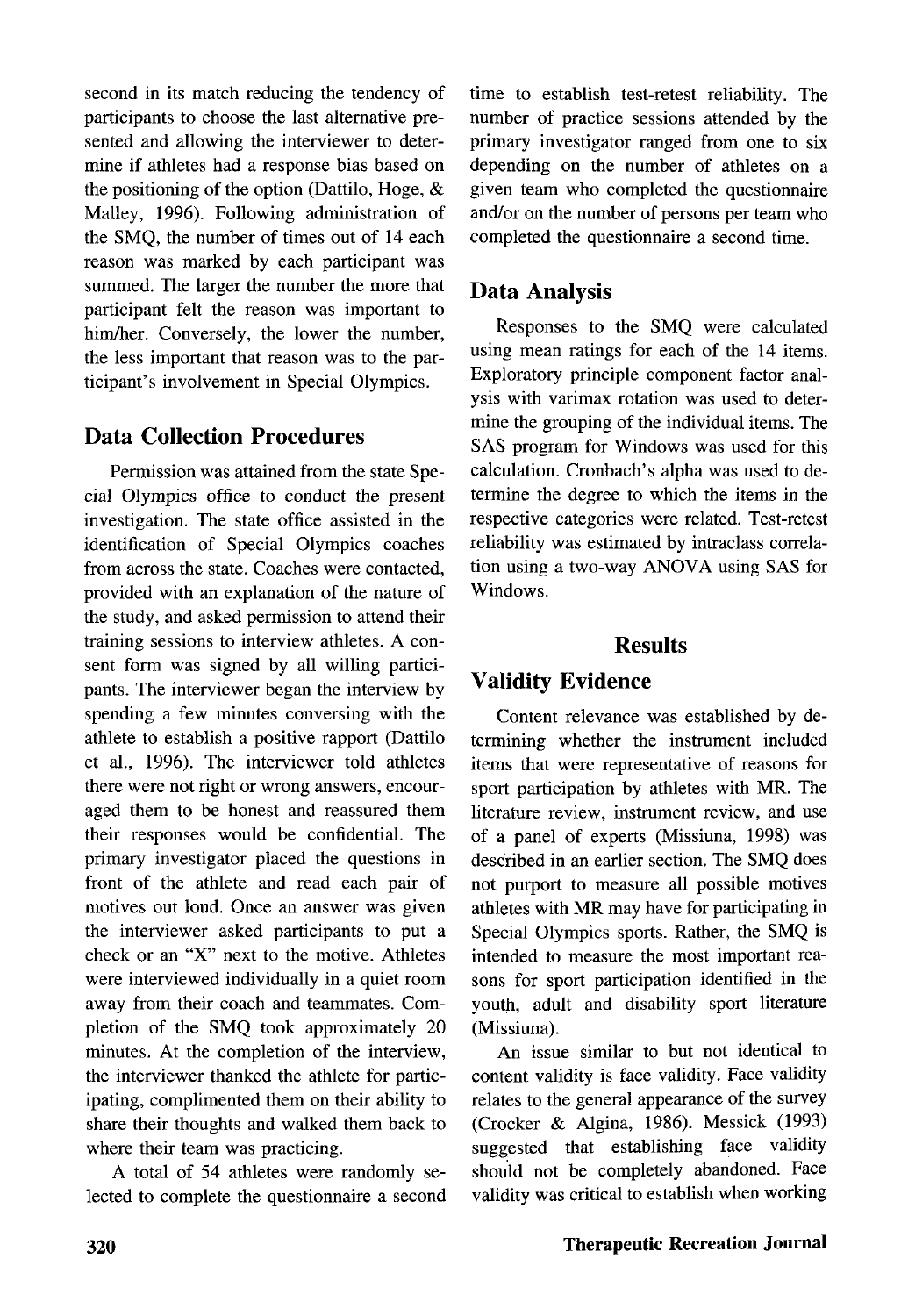second in its match reducing the tendency of participants to choose the last alternative presented and allowing the interviewer to determine if athletes had a response bias based on the positioning of the option (Dattilo, Hoge, & Malley, 1996). Following administration of the SMQ, the number of times out of 14 each reason was marked by each participant was summed. The larger the number the more that participant felt the reason was important to him/her. Conversely, the lower the number, the less important that reason was to the participant's involvement in Special Olympics.

## Data Collection Procedures

Permission was attained from the state Special Olympics office to conduct the present investigation. The state office assisted in the identification of Special Olympics coaches from across the state. Coaches were contacted, provided with an explanation of the nature of the study, and asked permission to attend their training sessions to interview athletes. A consent form was signed by all willing participants. The interviewer began the interview by spending a few minutes conversing with the athlete to establish a positive rapport (Dattilo et al., 1996). The interviewer told athletes there were not right or wrong answers, encouraged them to be honest and reassured them their responses would be confidential. The primary investigator placed the questions in front of the athlete and read each pair of motives out loud. Once an answer was given the interviewer asked participants to put a check or an "X" next to the motive. Athletes were interviewed individually in a quiet room away from their coach and teammates. Completion of the SMQ took approximately 20 minutes. At the completion of the interview, the interviewer thanked the athlete for participating, complimented them on their ability to share their thoughts and walked them back to where their team was practicing.

A total of 54 athletes were randomly selected to complete the questionnaire a second time to establish test-retest reliability. The number of practice sessions attended by the primary investigator ranged from one to six depending on the number of athletes on a given team who completed the questionnaire and/or on the number of persons per team who completed the questionnaire a second time.

## Data Analysis

Responses to the SMQ were calculated using mean ratings for each of the 14 items. Exploratory principle component factor analysis with varimax rotation was used to determine the grouping of the individual items. The SAS program for Windows was used for this calculation. Cronbach's alpha was used to determine the degree to which the items in the respective categories were related. Test-retest reliability was estimated by intraclass correlation using a two-way ANOVA using SAS for Windows.

# Results

## Validity Evidence

Content relevance was established by determining whether the instrument included items that were representative of reasons for sport participation by athletes with MR. The literature review, instrument review, and use of a panel of experts (Missiuna, 1998) was described in an earlier section. The SMQ does not purport to measure all possible motives athletes with MR may have for participating in Special Olympics sports. Rather, the SMQ is intended to measure the most important reasons for sport participation identified in the youth, adult and disability sport literature (Missiuna).

An issue similar to but not identical to content validity is face validity. Face validity relates to the general appearance of the survey (Crocker & Algina, 1986). Messick (1993) suggested that establishing face validity should not be completely abandoned. Face validity was critical to establish when working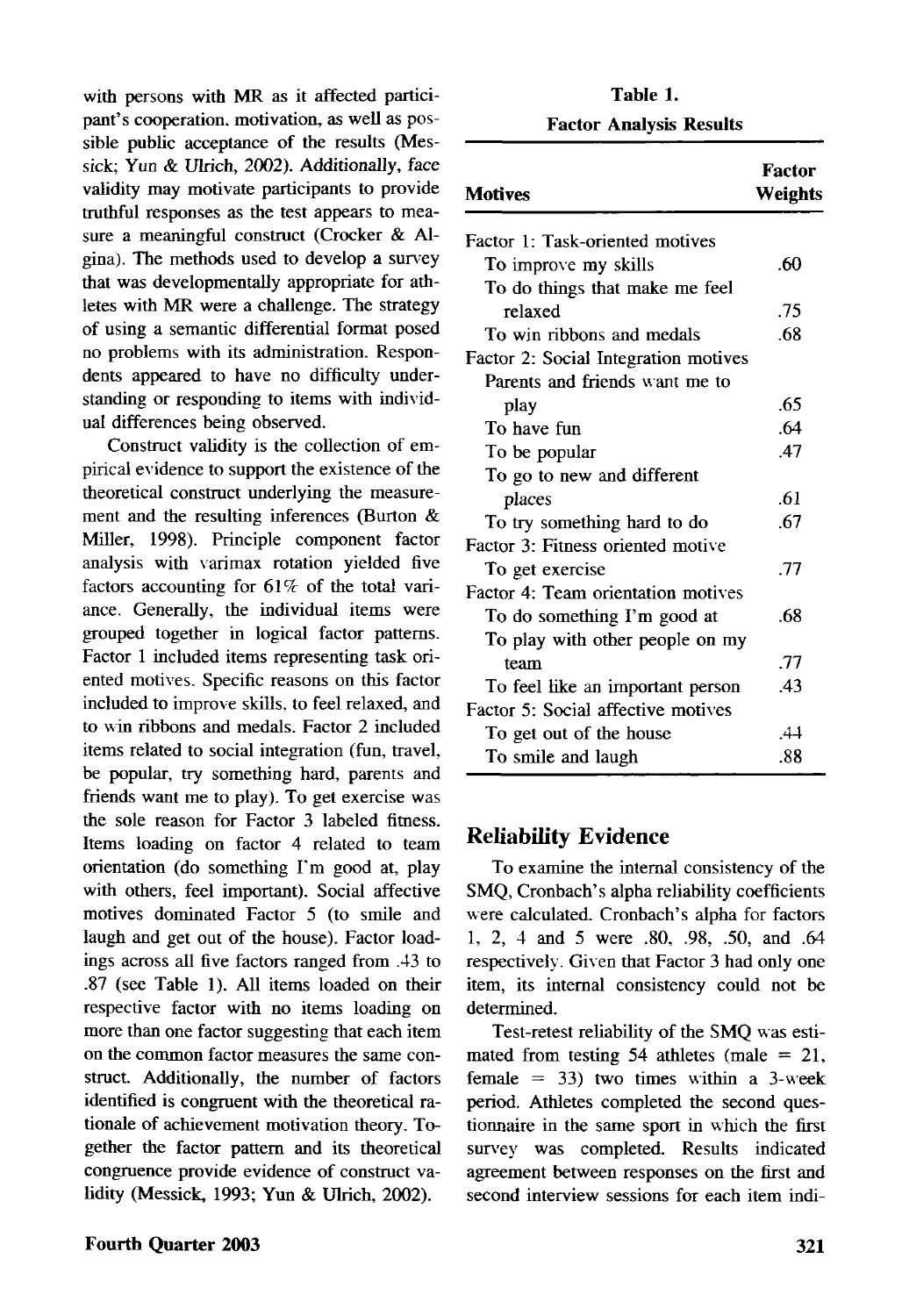with persons with MR as it affected participant's cooperation, motivation, as well as possible public acceptance of the results (Messick; Yun & Ulrich, 2002). Additionally, face validity may motivate participants to provide truthful responses as the test appears to measure a meaningful construct (Crocker & Algina). The methods used to develop a survey that was developmentally appropriate for athletes with MR were a challenge. The strategy of using a semantic differential format posed no problems with its administration. Respondents appeared to have no difficulty understanding or responding to items with individual differences being observed.

Construct validity is the collection of empirical evidence to support the existence of the theoretical construct underlying the measurement and the resulting inferences (Burton & Miller, 1998). Principle component factor analysis with varimax rotation yielded five factors accounting for 61% of the total variance. Generally, the individual items were grouped together in logical factor patterns. Factor 1 included items representing task oriented motives. Specific reasons on this factor included to improve skills, to feel relaxed, and to win ribbons and medals. Factor 2 included items related to social integration (fun, travel, be popular, try something hard, parents and friends want me to play). To get exercise was the sole reason for Factor 3 labeled fitness. Items loading on factor 4 related to team orientation (do something I'm good at, play with others, feel important). Social affective motives dominated Factor 5 (to smile and laugh and get out of the house). Factor loadings across all five factors ranged from .43 to .87 (see Table 1). All items loaded on their respective factor with no items loading on more than one factor suggesting that each item on the common factor measures the same construct. Additionally, the number of factors identified is congruent with the theoretical rationale of achievement motivation theory. Together the factor pattern and its theoretical congruence provide evidence of construct validity (Messick, 1993; Yun & Ulrich, 2002).

**Table 1.**
**Factor Analysis Results**

| Motives | Factor Weights |
|---|---|
| Factor 1: Task-oriented motives | |
| To improve my skills | .60 |
| To do things that make me feel relaxed | .75 |
| To win ribbons and medals | .68 |
| Factor 2: Social Integration motives | |
| Parents and friends want me to play | .65 |
| To have fun | .64 |
| To be popular | .47 |
| To go to new and different places | .61 |
| To try something hard to do | .67 |
| Factor 3: Fitness oriented motive | |
| To get exercise | .77 |
| Factor 4: Team orientation motives | |
| To do something I'm good at | .68 |
| To play with other people on my team | .77 |
| To feel like an important person | .43 |
| Factor 5: Social affective motives | |
| To get out of the house | .44 |
| To smile and laugh | .88 |

## Reliability Evidence

To examine the internal consistency of the SMQ, Cronbach's alpha reliability coefficients were calculated. Cronbach's alpha for factors 1, 2, 4 and 5 were .80, .98, .50, and .64 respectively. Given that Factor 3 had only one item, its internal consistency could not be determined.

Test-retest reliability of the SMQ was estimated from testing 54 athletes (male = 21, female = 33) two times within a 3-week period. Athletes completed the second questionnaire in the same sport in which the first survey was completed. Results indicated agreement between responses on the first and second interview sessions for each item indi-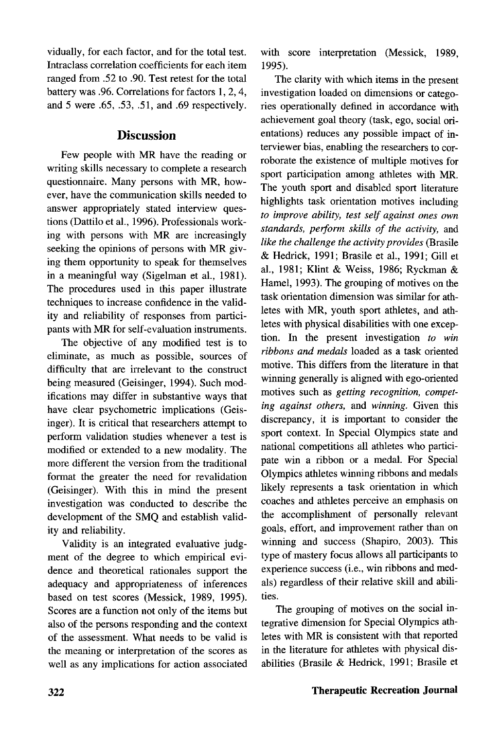vidually, for each factor, and for the total test. Intraclass correlation coefficients for each item ranged from .52 to .90. Test retest for the total battery was .96. Correlations for factors 1, 2, 4, and 5 were .65, .53, .51, and .69 respectively.

## Discussion

Few people with MR have the reading or writing skills necessary to complete a research questionnaire. Many persons with MR, however, have the communication skills needed to answer appropriately stated interview questions (Dattilo et al., 1996). Professionals working with persons with MR are increasingly seeking the opinions of persons with MR giving them opportunity to speak for themselves in a meaningful way (Sigelman et al., 1981). The procedures used in this paper illustrate techniques to increase confidence in the validity and reliability of responses from participants with MR for self-evaluation instruments.

The objective of any modified test is to eliminate, as much as possible, sources of difficulty that are irrelevant to the construct being measured (Geisinger, 1994). Such modifications may differ in substantive ways that have clear psychometric implications (Geisinger). It is critical that researchers attempt to perform validation studies whenever a test is modified or extended to a new modality. The more different the version from the traditional format the greater the need for revalidation (Geisinger). With this in mind the present investigation was conducted to describe the development of the SMQ and establish validity and reliability.

Validity is an integrated evaluative judgment of the degree to which empirical evidence and theoretical rationales support the adequacy and appropriateness of inferences based on test scores (Messick, 1989, 1995). Scores are a function not only of the items but also of the persons responding and the context of the assessment. What needs to be valid is the meaning or interpretation of the scores as well as any implications for action associated with score interpretation (Messick, 1989, 1995).

The clarity with which items in the present investigation loaded on dimensions or categories operationally defined in accordance with achievement goal theory (task, ego, social orientations) reduces any possible impact of interviewer bias, enabling the researchers to corroborate the existence of multiple motives for sport participation among athletes with MR. The youth sport and disabled sport literature highlights task orientation motives including *to improve ability, test self against ones own standards, perform skills of the activity,* and *like the challenge the activity provides* (Brasile & Hedrick, 1991; Brasile et al., 1991; Gill et al., 1981; Klint & Weiss, 1986; Ryckman & Hamel, 1993). The grouping of motives on the task orientation dimension was similar for athletes with MR, youth sport athletes, and athletes with physical disabilities with one exception. In the present investigation *to win ribbons and medals* loaded as a task oriented motive. This differs from the literature in that winning generally is aligned with ego-oriented motives such as *getting recognition, competing against others,* and *winning.* Given this discrepancy, it is important to consider the sport context. In Special Olympics state and national competitions all athletes who participate win a ribbon or a medal. For Special Olympics athletes winning ribbons and medals likely represents a task orientation in which coaches and athletes perceive an emphasis on the accomplishment of personally relevant goals, effort, and improvement rather than on winning and success (Shapiro, 2003). This type of mastery focus allows all participants to experience success (i.e., win ribbons and medals) regardless of their relative skill and abilities.

The grouping of motives on the social integrative dimension for Special Olympics athletes with MR is consistent with that reported in the literature for athletes with physical disabilities (Brasile & Hedrick, 1991; Brasile et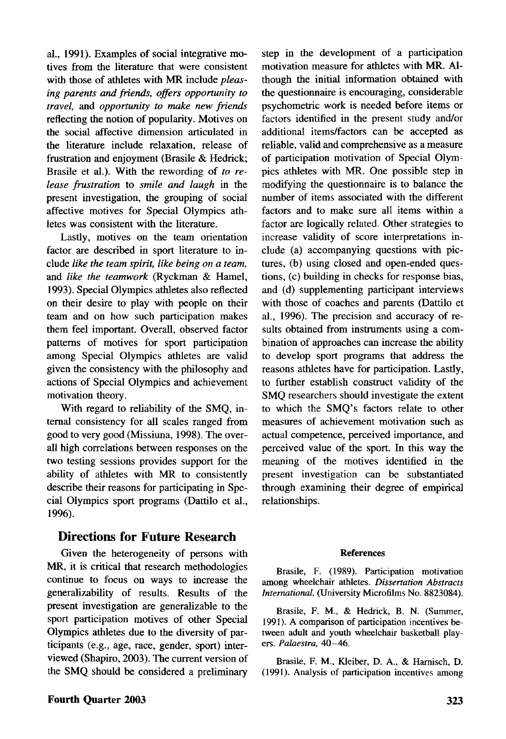al., 1991). Examples of social integrative motives from the literature that were consistent with those of athletes with MR include *pleasing parents and friends, offers opportunity to travel,* and *opportunity to make new friends* reflecting the notion of popularity. Motives on the social affective dimension articulated in the literature include relaxation, release of frustration and enjoyment (Brasile & Hedrick; Brasile et al.). With the rewording of *to release frustration* to *smile and laugh* in the present investigation, the grouping of social affective motives for Special Olympics athletes was consistent with the literature.

Lastly, motives on the team orientation factor are described in sport literature to include *like the team spirit, like being on a team,* and *like the teamwork* (Ryckman & Hamel, 1993). Special Olympics athletes also reflected on their desire to play with people on their team and on how such participation makes them feel important. Overall, observed factor patterns of motives for sport participation among Special Olympics athletes are valid given the consistency with the philosophy and actions of Special Olympics and achievement motivation theory.

With regard to reliability of the SMQ, internal consistency for all scales ranged from good to very good (Missiuna, 1998). The overall high correlations between responses on the two testing sessions provides support for the ability of athletes with MR to consistently describe their reasons for participating in Special Olympics sport programs (Dattilo et al., 1996).

## Directions for Future Research

Given the heterogeneity of persons with MR, it is critical that research methodologies continue to focus on ways to increase the generalizability of results. Results of the present investigation are generalizable to the sport participation motives of other Special Olympics athletes due to the diversity of participants (e.g., age, race, gender, sport) interviewed (Shapiro, 2003). The current version of the SMQ should be considered a preliminary step in the development of a participation motivation measure for athletes with MR. Although the initial information obtained with the questionnaire is encouraging, considerable psychometric work is needed before items or factors identified in the present study and/or additional items/factors can be accepted as reliable, valid and comprehensive as a measure of participation motivation of Special Olympics athletes with MR. One possible step in modifying the questionnaire is to balance the number of items associated with the different factors and to make sure all items within a factor are logically related. Other strategies to increase validity of score interpretations include (a) accompanying questions with pictures, (b) using closed and open-ended questions, (c) building in checks for response bias, and (d) supplementing participant interviews with those of coaches and parents (Dattilo et al., 1996). The precision and accuracy of results obtained from instruments using a combination of approaches can increase the ability to develop sport programs that address the reasons athletes have for participation. Lastly, to further establish construct validity of the SMQ researchers should investigate the extent to which the SMQ's factors relate to other measures of achievement motivation such as actual competence, perceived importance, and perceived value of the sport. In this way the meaning of the motives identified in the present investigation can be substantiated through examining their degree of empirical relationships.

### References

Brasile, F. (1989). Participation motivation among wheelchair athletes. *Dissertation Abstracts International,* (University Microfilms No. 8823084).

Brasile, F. M., & Hedrick, B. N. (Summer, 1991). A comparison of participation incentives between adult and youth wheelchair basketball players. *Palaestra,* 40–46.

Brasile, F. M., Kleiber, D. A., & Harnisch, D. (1991). Analysis of participation incentives among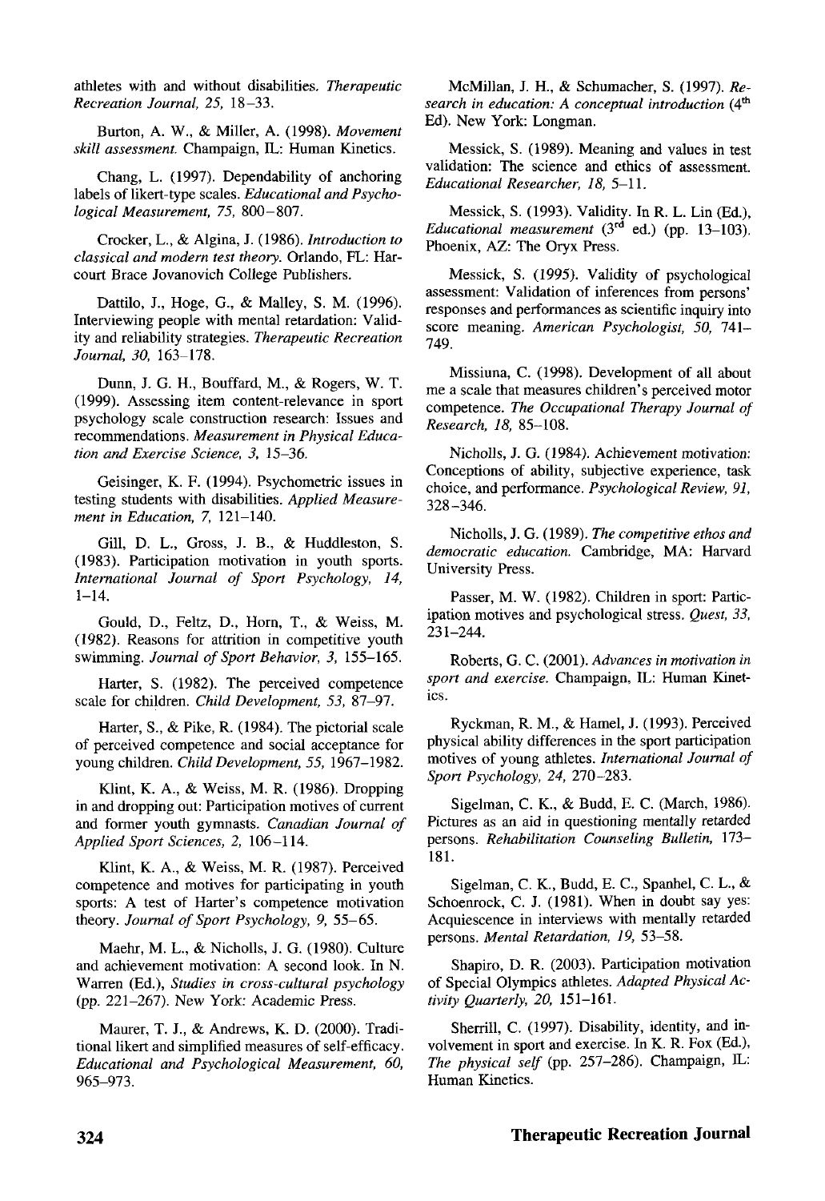athletes with and without disabilities. *Therapeutic Recreation Journal, 25,* 18–33.

Burton, A. W., & Miller, A. (1998). *Movement skill assessment.* Champaign, IL: Human Kinetics.

Chang, L. (1997). Dependability of anchoring labels of likert-type scales. *Educational and Psychological Measurement, 75,* 800–807.

Crocker, L., & Algina, J. (1986). *Introduction to classical and modern test theory.* Orlando, FL: Harcourt Brace Jovanovich College Publishers.

Dattilo, J., Hoge, G., & Malley, S. M. (1996). Interviewing people with mental retardation: Validity and reliability strategies. *Therapeutic Recreation Journal, 30,* 163–178.

Dunn, J. G. H., Bouffard, M., & Rogers, W. T. (1999). Assessing item content-relevance in sport psychology scale construction research: Issues and recommendations. *Measurement in Physical Education and Exercise Science, 3,* 15–36.

Geisinger, K. F. (1994). Psychometric issues in testing students with disabilities. *Applied Measurement in Education, 7,* 121–140.

Gill, D. L., Gross, J. B., & Huddleston, S. (1983). Participation motivation in youth sports. *International Journal of Sport Psychology, 14,* 1–14.

Gould, D., Feltz, D., Horn, T., & Weiss, M. (1982). Reasons for attrition in competitive youth swimming. *Journal of Sport Behavior, 3,* 155–165.

Harter, S. (1982). The perceived competence scale for children. *Child Development, 53,* 87–97.

Harter, S., & Pike, R. (1984). The pictorial scale of perceived competence and social acceptance for young children. *Child Development, 55,* 1967–1982.

Klint, K. A., & Weiss, M. R. (1986). Dropping in and dropping out: Participation motives of current and former youth gymnasts. *Canadian Journal of Applied Sport Sciences, 2,* 106–114.

Klint, K. A., & Weiss, M. R. (1987). Perceived competence and motives for participating in youth sports: A test of Harter's competence motivation theory. *Journal of Sport Psychology, 9,* 55–65.

Maehr, M. L., & Nicholls, J. G. (1980). Culture and achievement motivation: A second look. In N. Warren (Ed.), *Studies in cross-cultural psychology* (pp. 221–267). New York: Academic Press.

Maurer, T. J., & Andrews, K. D. (2000). Traditional likert and simplified measures of self-efficacy. *Educational and Psychological Measurement, 60,* 965–973.

McMillan, J. H., & Schumacher, S. (1997). *Research in education: A conceptual introduction* (4th Ed). New York: Longman.

Messick, S. (1989). Meaning and values in test validation: The science and ethics of assessment. *Educational Researcher, 18,* 5–11.

Messick, S. (1993). Validity. In R. L. Lin (Ed.), *Educational measurement* (3rd ed.) (pp. 13–103). Phoenix, AZ: The Oryx Press.

Messick, S. (1995). Validity of psychological assessment: Validation of inferences from persons' responses and performances as scientific inquiry into score meaning. *American Psychologist, 50,* 741–749.

Missiuna, C. (1998). Development of all about me a scale that measures children's perceived motor competence. *The Occupational Therapy Journal of Research, 18,* 85–108.

Nicholls, J. G. (1984). Achievement motivation: Conceptions of ability, subjective experience, task choice, and performance. *Psychological Review, 91,* 328–346.

Nicholls, J. G. (1989). *The competitive ethos and democratic education.* Cambridge, MA: Harvard University Press.

Passer, M. W. (1982). Children in sport: Participation motives and psychological stress. *Quest, 33,* 231–244.

Roberts, G. C. (2001). *Advances in motivation in sport and exercise.* Champaign, IL: Human Kinetics.

Ryckman, R. M., & Hamel, J. (1993). Perceived physical ability differences in the sport participation motives of young athletes. *International Journal of Sport Psychology, 24,* 270–283.

Sigelman, C. K., & Budd, E. C. (March, 1986). Pictures as an aid in questioning mentally retarded persons. *Rehabilitation Counseling Bulletin,* 173–181.

Sigelman, C. K., Budd, E. C., Spanhel, C. L., & Schoenrock, C. J. (1981). When in doubt say yes: Acquiescence in interviews with mentally retarded persons. *Mental Retardation, 19,* 53–58.

Shapiro, D. R. (2003). Participation motivation of Special Olympics athletes. *Adapted Physical Activity Quarterly, 20,* 151–161.

Sherrill, C. (1997). Disability, identity, and involvement in sport and exercise. In K. R. Fox (Ed.), *The physical self* (pp. 257–286). Champaign, IL: Human Kinetics.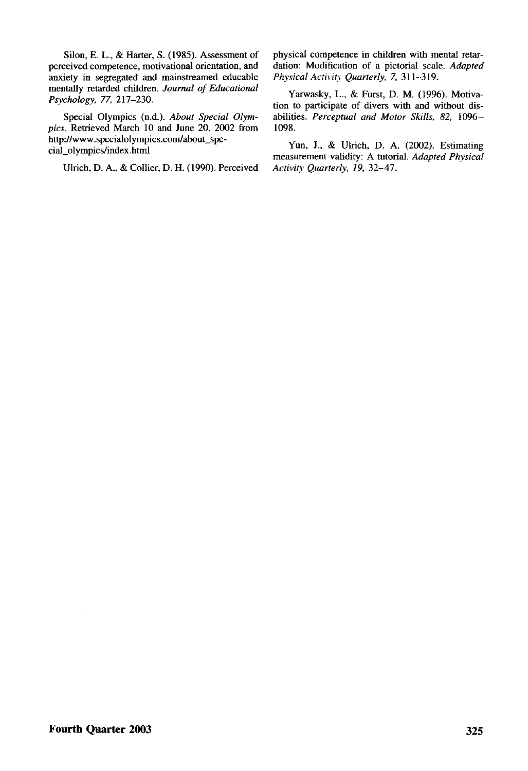Silon, E. L., & Harter, S. (1985). Assessment of perceived competence, motivational orientation, and anxiety in segregated and mainstreamed educable mentally retarded children. *Journal of Educational Psychology, 77,* 217–230.

Special Olympics (n.d.). *About Special Olympics.* Retrieved March 10 and June 20, 2002 from http://www.specialolympics.com/about_special_olympics/index.html

Ulrich, D. A., & Collier, D. H. (1990). Perceived physical competence in children with mental retardation: Modification of a pictorial scale. *Adapted Physical Activity Quarterly, 7,* 311–319.

Yarwasky, L., & Furst, D. M. (1996). Motivation to participate of divers with and without disabilities. *Perceptual and Motor Skills, 82,* 1096–1098.

Yun, J., & Ulrich, D. A. (2002). Estimating measurement validity: A tutorial. *Adapted Physical Activity Quarterly, 19,* 32–47.